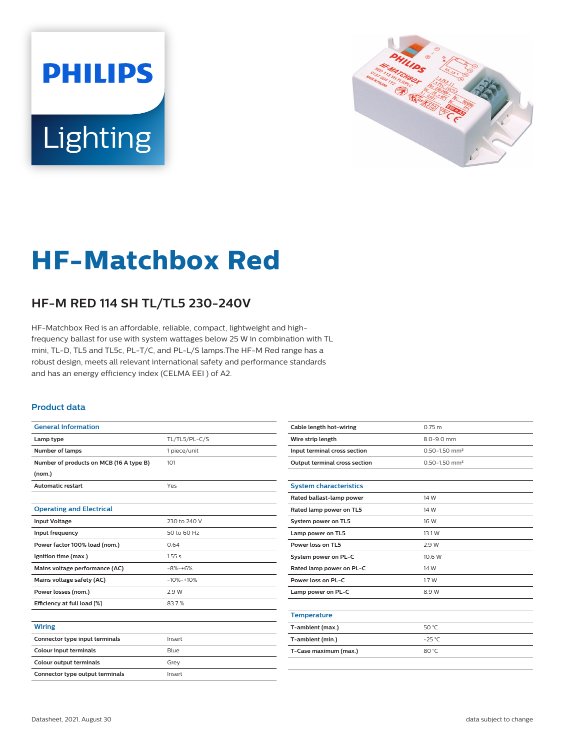PHILIPS

Lighting

# HF-Matchbox Red

## HF-M RED 114 SH TL/TL5 230-240V

HF-Matchbox Red is an affordable, reliable, compact, lightweight and high-frequency ballast for use with system wattages below 25 W in combination with TL mini, TL-D, TL5 and TL5c, PL-T/C, and PL-L/S lamps.The HF-M Red range has a robust design, meets all relevant international safety and performance standards and has an energy efficiency index (CELMA EEI ) of A2.

### Product data

| General Information | |
|---|---|
| Lamp type | TL/TL5/PL-C/S |
| Number of lamps | 1 piece/unit |
| Number of products on MCB (16 A type B) (nom.) | 101 |
| Automatic restart | Yes |

| Operating and Electrical | |
|---|---|
| Input Voltage | 230 to 240 V |
| Input frequency | 50 to 60 Hz |
| Power factor 100% load (nom.) | 0.64 |
| Ignition time (max.) | 1.55 s |
| Mains voltage performance (AC) | -8%-+6% |
| Mains voltage safety (AC) | -10%-+10% |
| Power losses (nom.) | 2.9 W |
| Efficiency at full load [%] | 83.7 % |

| Wiring | |
|---|---|
| Connector type input terminals | Insert |
| Colour input terminals | Blue |
| Colour output terminals | Grey |
| Connector type output terminals | Insert |
| Cable length hot-wiring | 0.75 m |
| Wire strip length | 8.0-9.0 mm |
| Input terminal cross section | 0.50-1.50 mm² |
| Output terminal cross section | 0.50-1.50 mm² |

| System characteristics | |
|---|---|
| Rated ballast-lamp power | 14 W |
| Rated lamp power on TL5 | 14 W |
| System power on TL5 | 16 W |
| Lamp power on TL5 | 13.1 W |
| Power loss on TL5 | 2.9 W |
| System power on PL-C | 10.6 W |
| Rated lamp power on PL-C | 14 W |
| Power loss on PL-C | 1.7 W |
| Lamp power on PL-C | 8.9 W |

| Temperature | |
|---|---|
| T-ambient (max.) | 50 °C |
| T-ambient (min.) | -25 °C |
| T-Case maximum (max.) | 80 °C |

Datasheet, 2021, August 30

data subject to change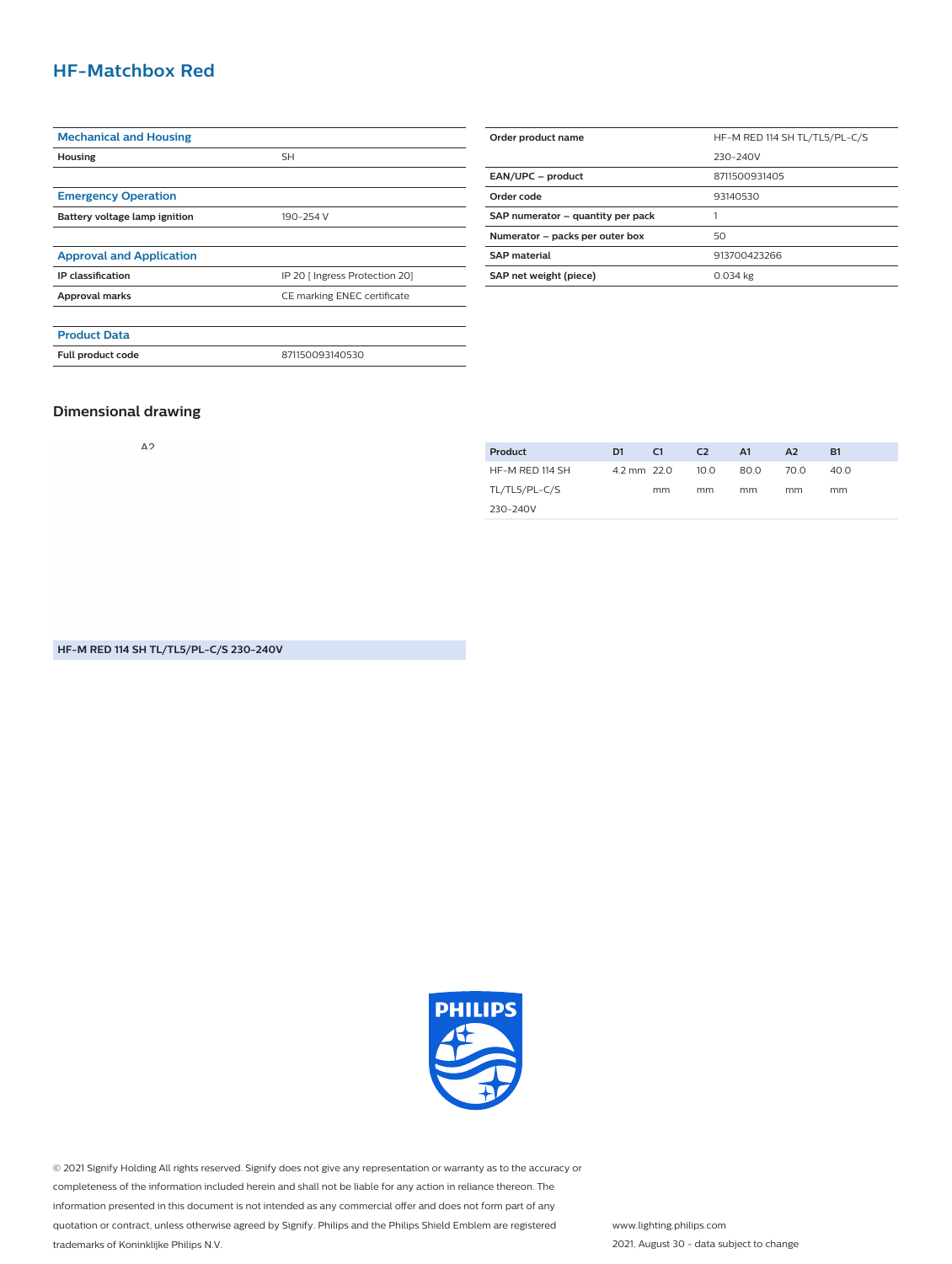## HF-Matchbox Red

| Mechanical and Housing | |
|---|---|
| **Housing** | SH |

| Emergency Operation | |
|---|---|
| **Battery voltage lamp ignition** | 190-254 V |

| Approval and Application | |
|---|---|
| **IP classification** | IP 20 [ Ingress Protection 20] |
| **Approval marks** | CE marking ENEC certificate |

| Product Data | |
|---|---|
| **Full product code** | 871150093140530 |

| | |
|---|---|
| **Order product name** | HF-M RED 114 SH TL/TL5/PL-C/S 230-240V |
| **EAN/UPC – product** | 8711500931405 |
| **Order code** | 93140530 |
| **SAP numerator – quantity per pack** | 1 |
| **Numerator – packs per outer box** | 50 |
| **SAP material** | 913700423266 |
| **SAP net weight (piece)** | 0.034 kg |

### Dimensional drawing

A2

**HF-M RED 114 SH TL/TL5/PL-C/S 230-240V**

| Product | D1 | C1 | C2 | A1 | A2 | B1 |
|---|---|---|---|---|---|---|
| HF-M RED 114 SH TL/TL5/PL-C/S 230-240V | 4.2 mm | 22.0 mm | 10.0 mm | 80.0 mm | 70.0 mm | 40.0 mm |

© 2021 Signify Holding All rights reserved. Signify does not give any representation or warranty as to the accuracy or completeness of the information included herein and shall not be liable for any action in reliance thereon. The information presented in this document is not intended as any commercial offer and does not form part of any quotation or contract, unless otherwise agreed by Signify. Philips and the Philips Shield Emblem are registered trademarks of Koninklijke Philips N.V.

www.lighting.philips.com

2021, August 30 - data subject to change